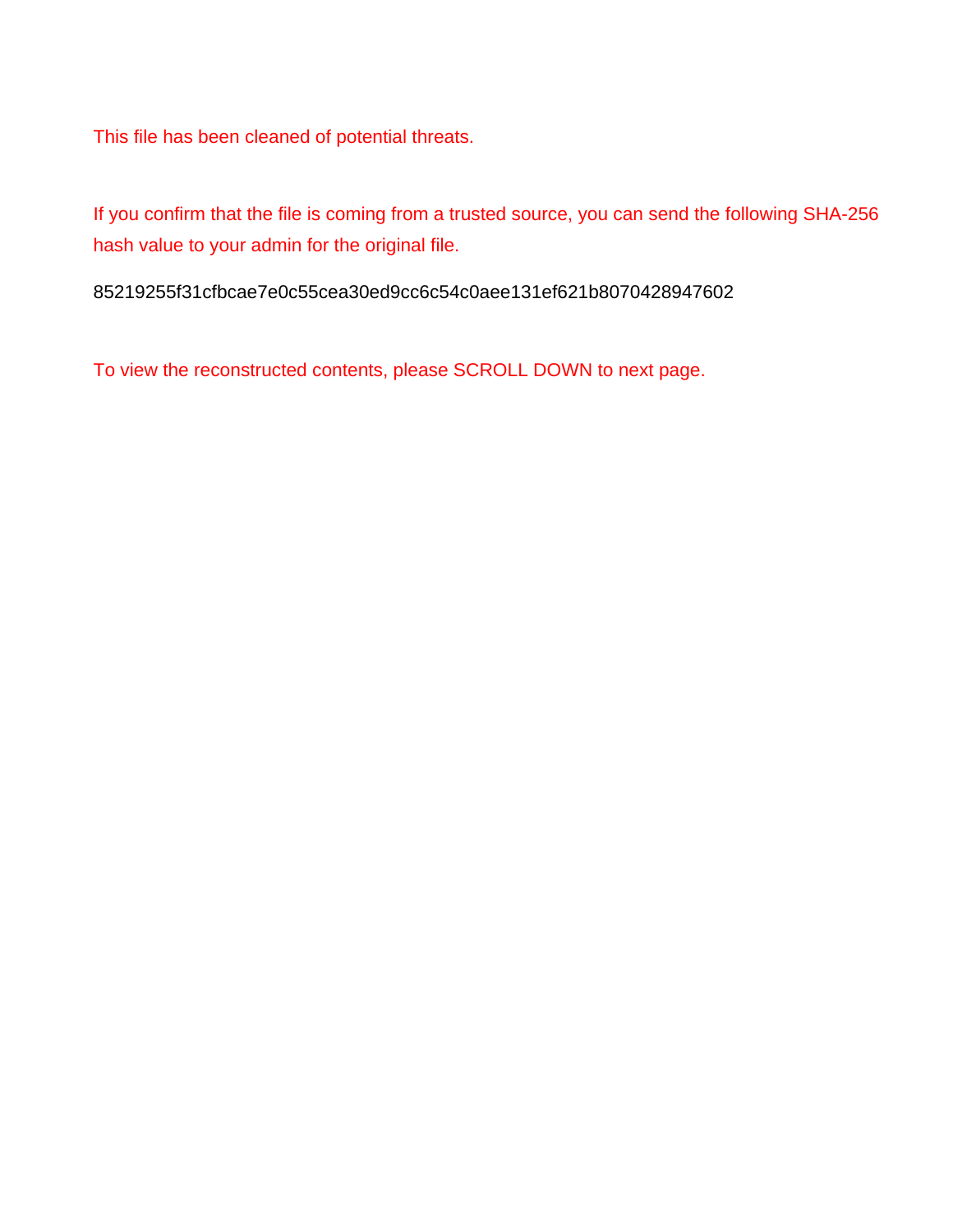This file has been cleaned of potential threats.

If you confirm that the file is coming from a trusted source, you can send the following SHA-256 hash value to your admin for the original file.

85219255f31cfbcae7e0c55cea30ed9cc6c54c0aee131ef621b8070428947602

To view the reconstructed contents, please SCROLL DOWN to next page.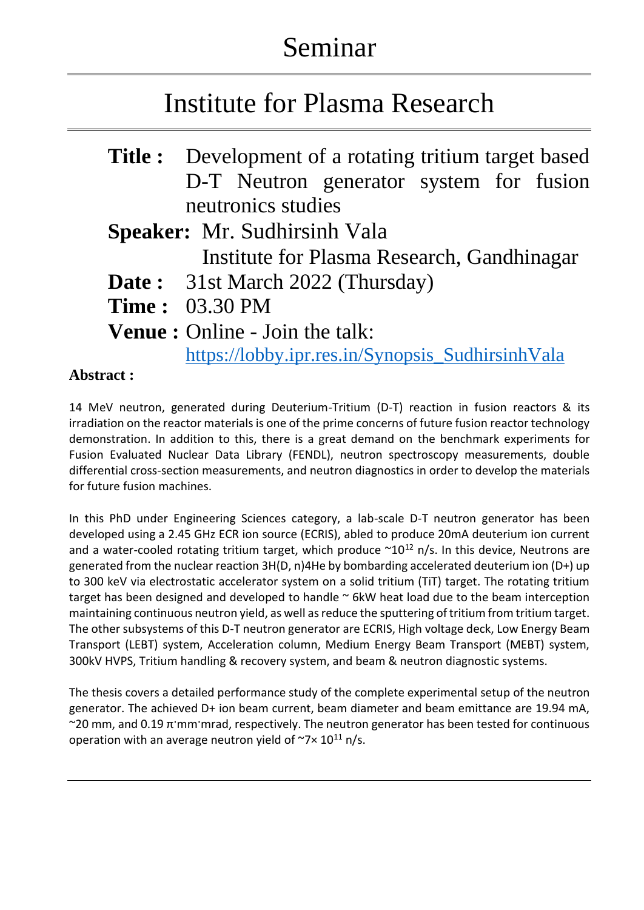# Seminar

# Institute for Plasma Research

**Title :** Development of a rotating tritium target based D-T Neutron generator system for fusion neutronics studies

**Speaker:** Mr. Sudhirsinh Vala
Institute for Plasma Research, Gandhinagar

**Date :** 31st March 2022 (Thursday)

**Time :** 03.30 PM

**Venue :** Online - Join the talk:
[https://lobby.ipr.res.in/Synopsis_SudhirsinhVala](https://lobby.ipr.res.in/Synopsis_SudhirsinhVala)

**Abstract :**

14 MeV neutron, generated during Deuterium-Tritium (D-T) reaction in fusion reactors & its irradiation on the reactor materials is one of the prime concerns of future fusion reactor technology demonstration. In addition to this, there is a great demand on the benchmark experiments for Fusion Evaluated Nuclear Data Library (FENDL), neutron spectroscopy measurements, double differential cross-section measurements, and neutron diagnostics in order to develop the materials for future fusion machines.

In this PhD under Engineering Sciences category, a lab-scale D-T neutron generator has been developed using a 2.45 GHz ECR ion source (ECRIS), abled to produce 20mA deuterium ion current and a water-cooled rotating tritium target, which produce $\sim 10^{12}$ n/s. In this device, Neutrons are generated from the nuclear reaction 3H(D, n)4He by bombarding accelerated deuterium ion (D+) up to 300 keV via electrostatic accelerator system on a solid tritium (TiT) target. The rotating tritium target has been designed and developed to handle ~ 6kW heat load due to the beam interception maintaining continuous neutron yield, as well as reduce the sputtering of tritium from tritium target. The other subsystems of this D-T neutron generator are ECRIS, High voltage deck, Low Energy Beam Transport (LEBT) system, Acceleration column, Medium Energy Beam Transport (MEBT) system, 300kV HVPS, Tritium handling & recovery system, and beam & neutron diagnostic systems.

The thesis covers a detailed performance study of the complete experimental setup of the neutron generator. The achieved D+ ion beam current, beam diameter and beam emittance are 19.94 mA, ~20 mm, and 0.19 π·mm·mrad, respectively. The neutron generator has been tested for continuous operation with an average neutron yield of $\sim 7\times 10^{11}$ n/s.